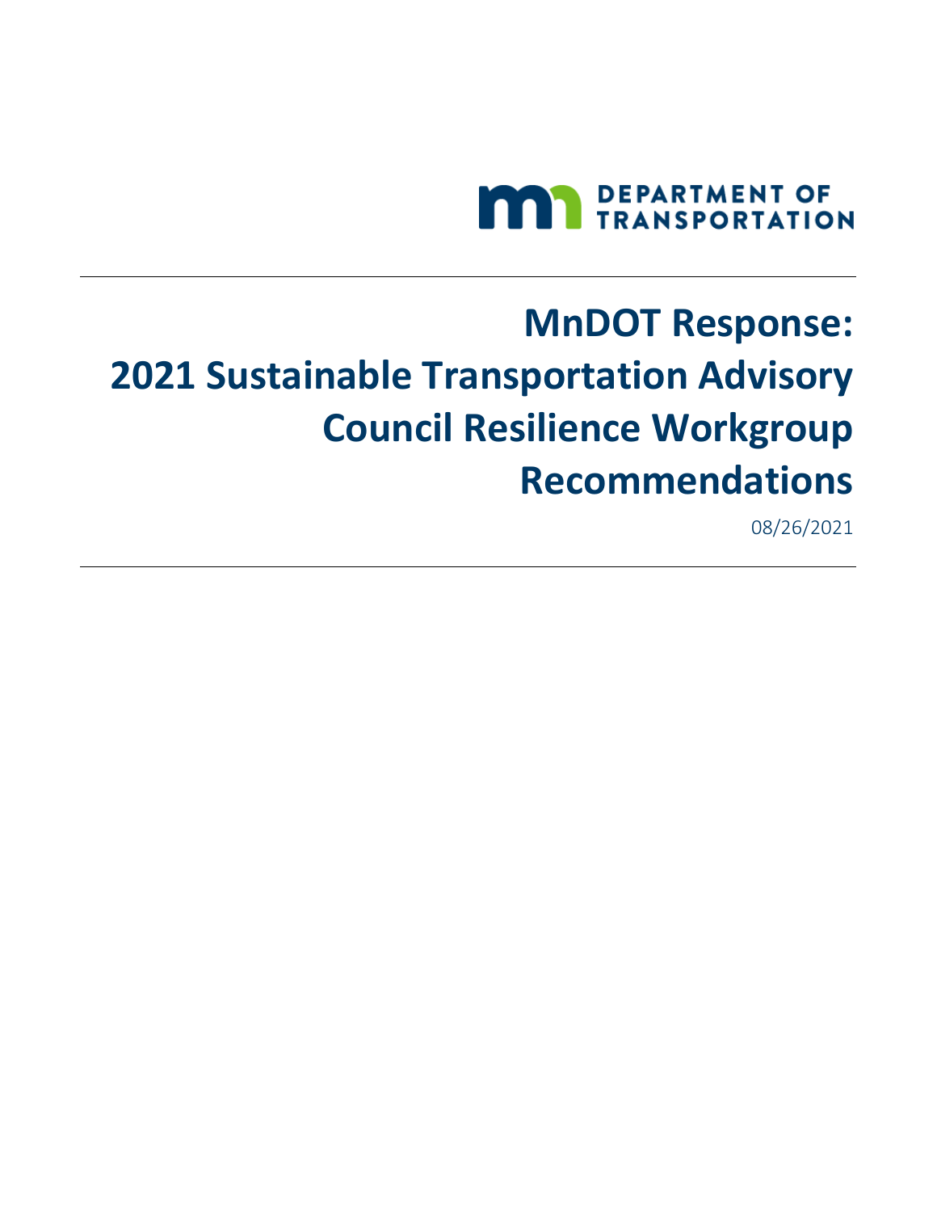DEPARTMENT OF TRANSPORTATION

# MnDOT Response: 2021 Sustainable Transportation Advisory Council Resilience Workgroup Recommendations

08/26/2021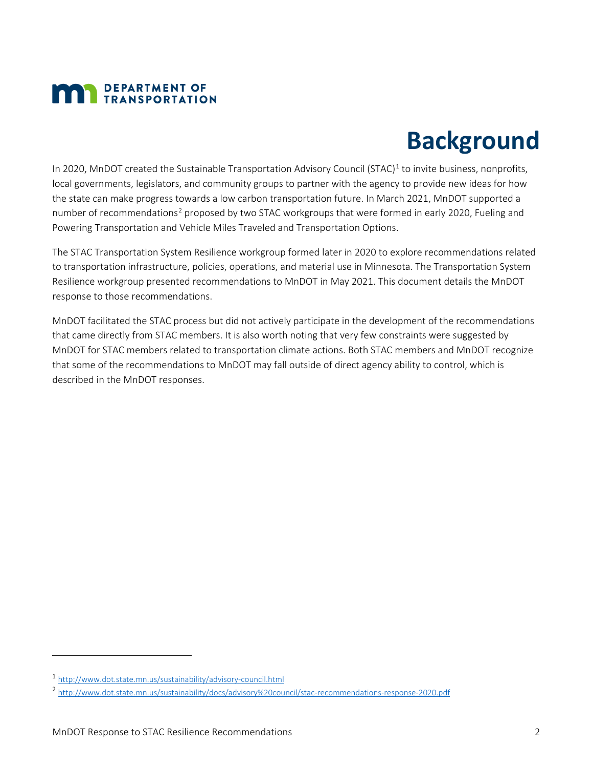# Background

In 2020, MnDOT created the Sustainable Transportation Advisory Council (STAC)[1] to invite business, nonprofits, local governments, legislators, and community groups to partner with the agency to provide new ideas for how the state can make progress towards a low carbon transportation future. In March 2021, MnDOT supported a number of recommendations[2] proposed by two STAC workgroups that were formed in early 2020, Fueling and Powering Transportation and Vehicle Miles Traveled and Transportation Options.

The STAC Transportation System Resilience workgroup formed later in 2020 to explore recommendations related to transportation infrastructure, policies, operations, and material use in Minnesota. The Transportation System Resilience workgroup presented recommendations to MnDOT in May 2021. This document details the MnDOT response to those recommendations.

MnDOT facilitated the STAC process but did not actively participate in the development of the recommendations that came directly from STAC members. It is also worth noting that very few constraints were suggested by MnDOT for STAC members related to transportation climate actions. Both STAC members and MnDOT recognize that some of the recommendations to MnDOT may fall outside of direct agency ability to control, which is described in the MnDOT responses.

---

[1] http://www.dot.state.mn.us/sustainability/advisory-council.html

[2] http://www.dot.state.mn.us/sustainability/docs/advisory%20council/stac-recommendations-response-2020.pdf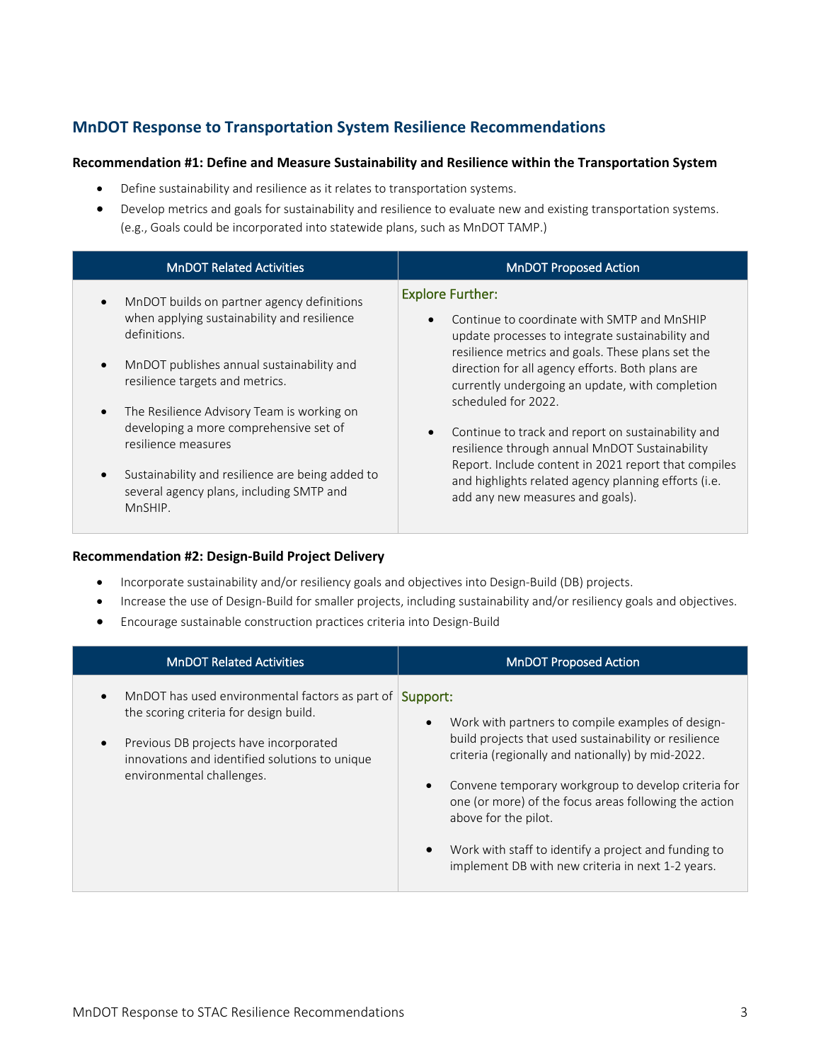## MnDOT Response to Transportation System Resilience Recommendations

**Recommendation #1: Define and Measure Sustainability and Resilience within the Transportation System**

- Define sustainability and resilience as it relates to transportation systems.
- Develop metrics and goals for sustainability and resilience to evaluate new and existing transportation systems. (e.g., Goals could be incorporated into statewide plans, such as MnDOT TAMP.)

| MnDOT Related Activities | MnDOT Proposed Action |
| --- | --- |
| • MnDOT builds on partner agency definitions when applying sustainability and resilience definitions.<br><br>• MnDOT publishes annual sustainability and resilience targets and metrics.<br><br>• The Resilience Advisory Team is working on developing a more comprehensive set of resilience measures<br><br>• Sustainability and resilience are being added to several agency plans, including SMTP and MnSHIP. | Explore Further:<br><br>• Continue to coordinate with SMTP and MnSHIP update processes to integrate sustainability and resilience metrics and goals. These plans set the direction for all agency efforts. Both plans are currently undergoing an update, with completion scheduled for 2022.<br><br>• Continue to track and report on sustainability and resilience through annual MnDOT Sustainability Report. Include content in 2021 report that compiles and highlights related agency planning efforts (i.e. add any new measures and goals). |

**Recommendation #2: Design-Build Project Delivery**

- Incorporate sustainability and/or resiliency goals and objectives into Design-Build (DB) projects.
- Increase the use of Design-Build for smaller projects, including sustainability and/or resiliency goals and objectives.
- Encourage sustainable construction practices criteria into Design-Build

| MnDOT Related Activities | MnDOT Proposed Action |
| --- | --- |
| • MnDOT has used environmental factors as part of the scoring criteria for design build.<br><br>• Previous DB projects have incorporated innovations and identified solutions to unique environmental challenges. | Support:<br><br>• Work with partners to compile examples of design-build projects that used sustainability or resilience criteria (regionally and nationally) by mid-2022.<br><br>• Convene temporary workgroup to develop criteria for one (or more) of the focus areas following the action above for the pilot.<br><br>• Work with staff to identify a project and funding to implement DB with new criteria in next 1-2 years. |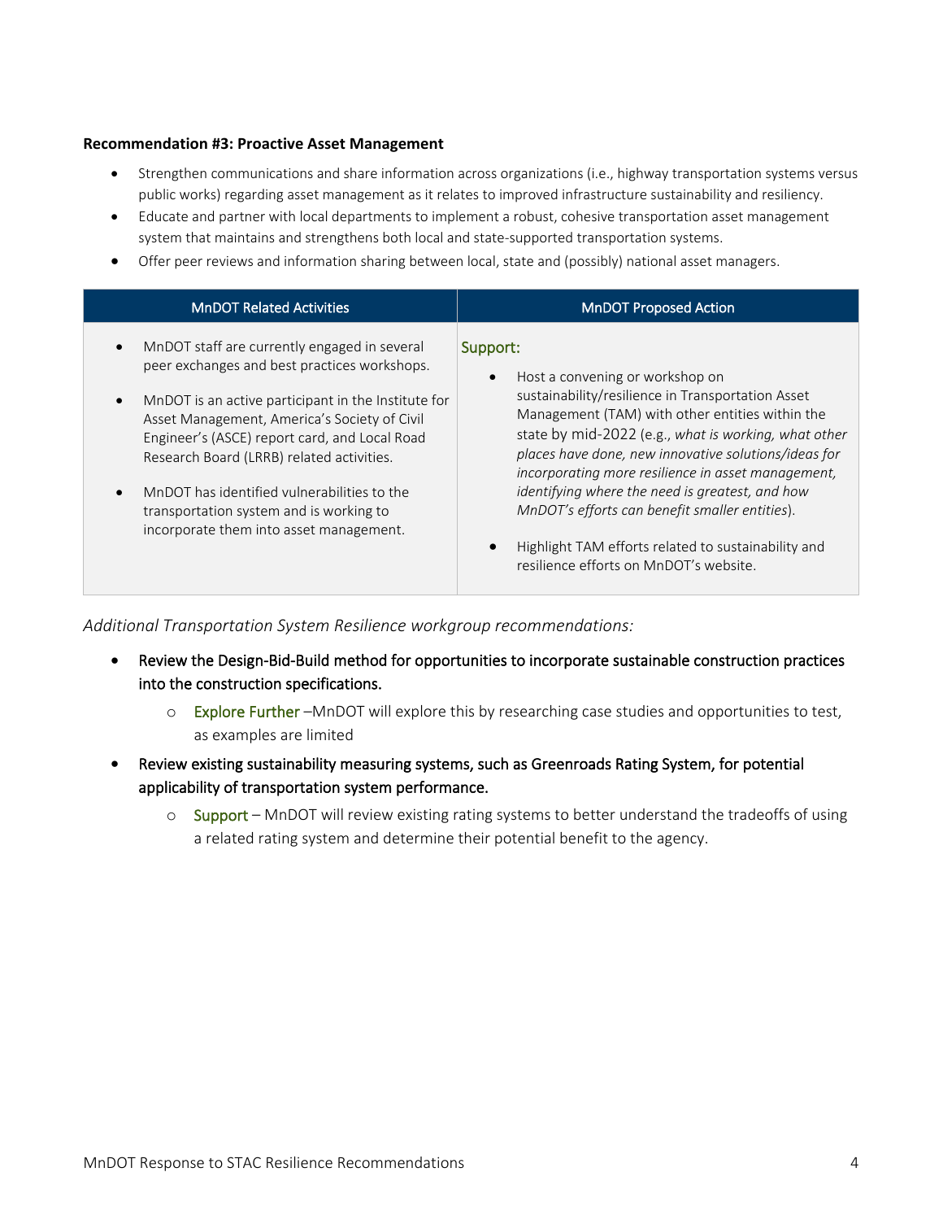**Recommendation #3: Proactive Asset Management**

- Strengthen communications and share information across organizations (i.e., highway transportation systems versus public works) regarding asset management as it relates to improved infrastructure sustainability and resiliency.
- Educate and partner with local departments to implement a robust, cohesive transportation asset management system that maintains and strengthens both local and state-supported transportation systems.
- Offer peer reviews and information sharing between local, state and (possibly) national asset managers.

| MnDOT Related Activities | MnDOT Proposed Action |
| --- | --- |
| • MnDOT staff are currently engaged in several peer exchanges and best practices workshops.<br><br>• MnDOT is an active participant in the Institute for Asset Management, America's Society of Civil Engineer's (ASCE) report card, and Local Road Research Board (LRRB) related activities.<br><br>• MnDOT has identified vulnerabilities to the transportation system and is working to incorporate them into asset management. | Support:<br><br>• Host a convening or workshop on sustainability/resilience in Transportation Asset Management (TAM) with other entities within the state by mid-2022 (e.g., *what is working, what other places have done, new innovative solutions/ideas for incorporating more resilience in asset management, identifying where the need is greatest, and how MnDOT's efforts can benefit smaller entities*).<br><br>• Highlight TAM efforts related to sustainability and resilience efforts on MnDOT's website. |

*Additional Transportation System Resilience workgroup recommendations:*

- Review the Design-Bid-Build method for opportunities to incorporate sustainable construction practices into the construction specifications.
  - Explore Further –MnDOT will explore this by researching case studies and opportunities to test, as examples are limited
- Review existing sustainability measuring systems, such as Greenroads Rating System, for potential applicability of transportation system performance.
  - Support – MnDOT will review existing rating systems to better understand the tradeoffs of using a related rating system and determine their potential benefit to the agency.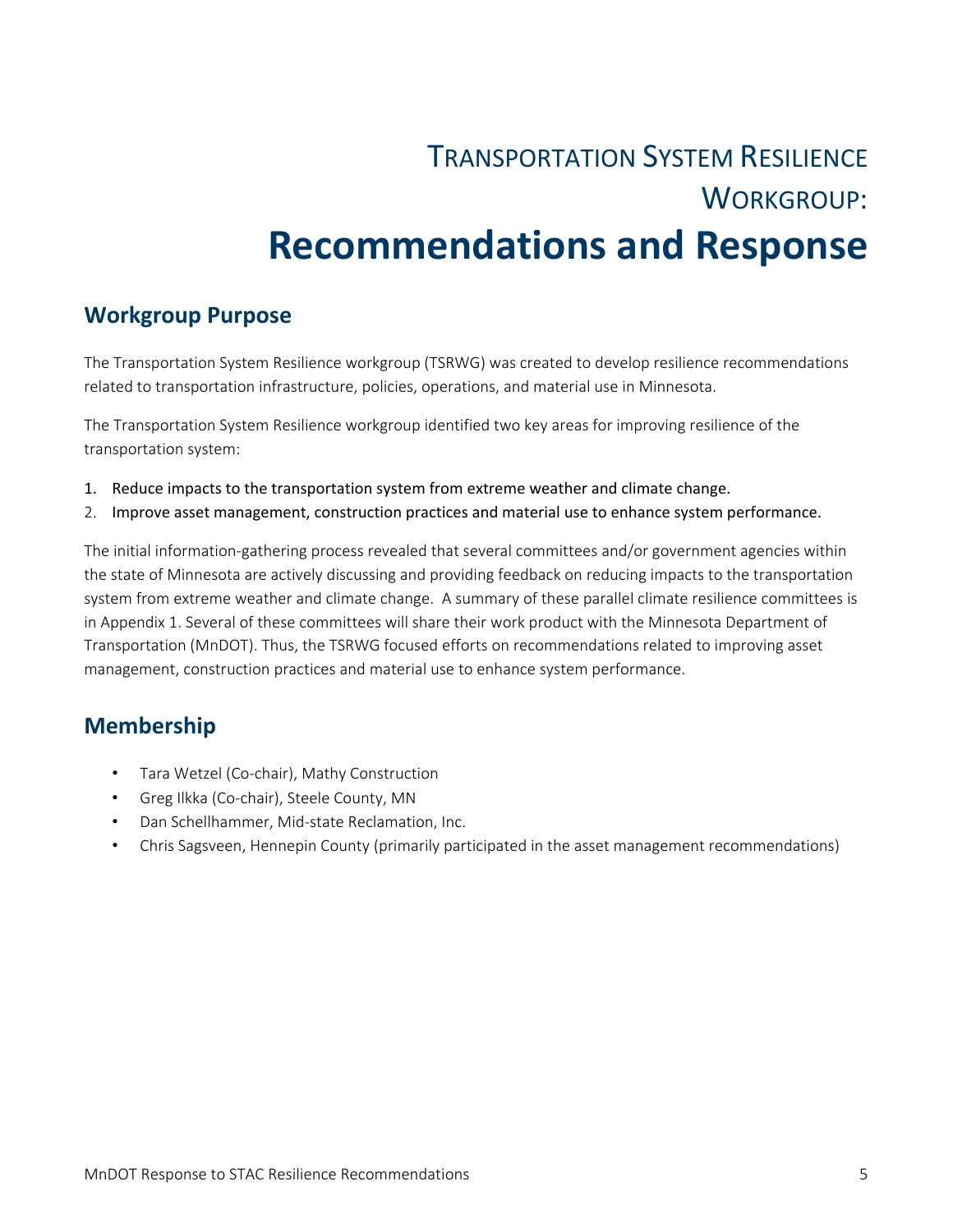# Transportation System Resilience Workgroup: Recommendations and Response

## Workgroup Purpose

The Transportation System Resilience workgroup (TSRWG) was created to develop resilience recommendations related to transportation infrastructure, policies, operations, and material use in Minnesota.

The Transportation System Resilience workgroup identified two key areas for improving resilience of the transportation system:

1. Reduce impacts to the transportation system from extreme weather and climate change.
2. Improve asset management, construction practices and material use to enhance system performance.

The initial information-gathering process revealed that several committees and/or government agencies within the state of Minnesota are actively discussing and providing feedback on reducing impacts to the transportation system from extreme weather and climate change. A summary of these parallel climate resilience committees is in Appendix 1. Several of these committees will share their work product with the Minnesota Department of Transportation (MnDOT). Thus, the TSRWG focused efforts on recommendations related to improving asset management, construction practices and material use to enhance system performance.

## Membership

- Tara Wetzel (Co-chair), Mathy Construction
- Greg Ilkka (Co-chair), Steele County, MN
- Dan Schellhammer, Mid-state Reclamation, Inc.
- Chris Sagsveen, Hennepin County (primarily participated in the asset management recommendations)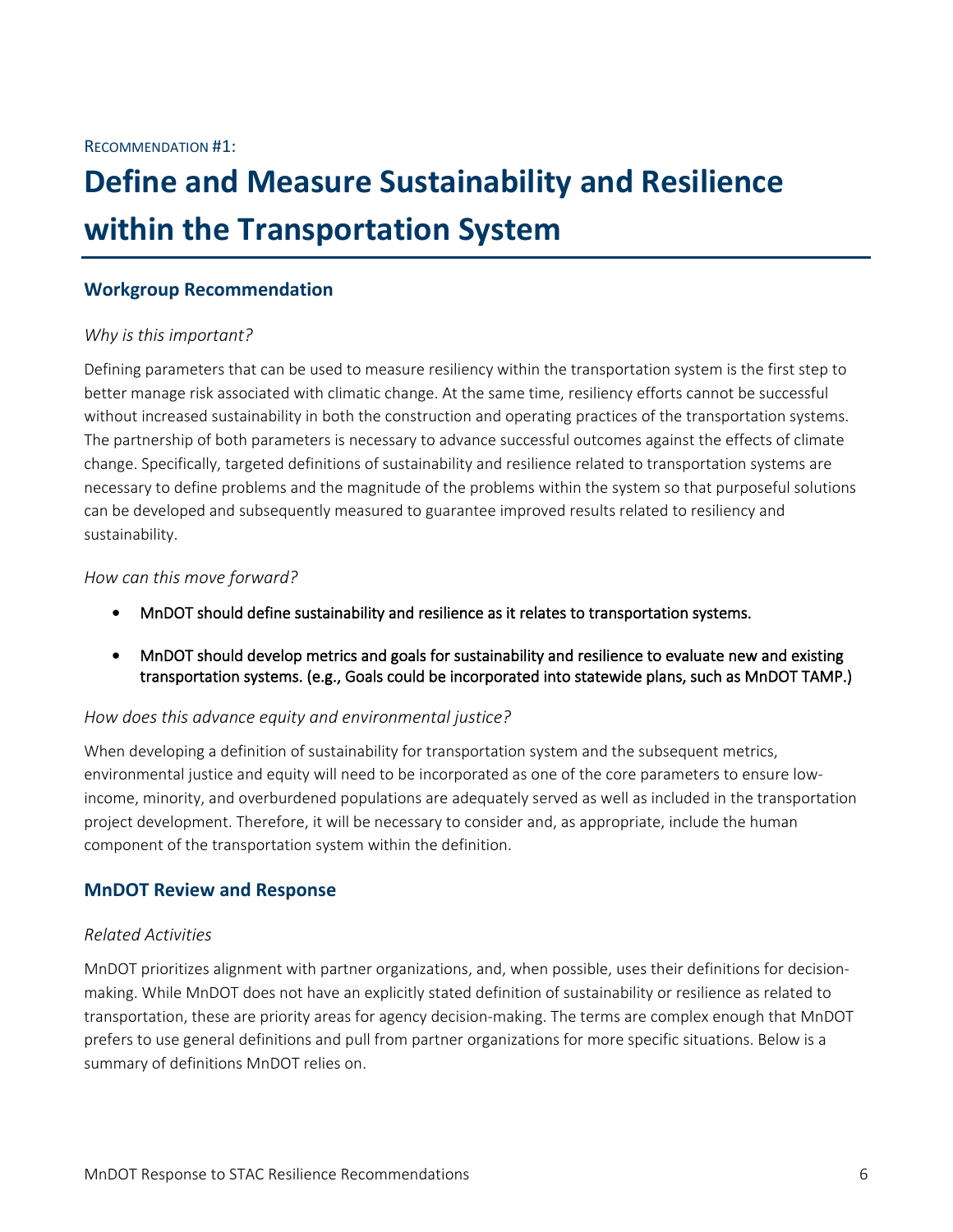Recommendation #1:

# Define and Measure Sustainability and Resilience within the Transportation System

## Workgroup Recommendation

*Why is this important?*

Defining parameters that can be used to measure resiliency within the transportation system is the first step to better manage risk associated with climatic change. At the same time, resiliency efforts cannot be successful without increased sustainability in both the construction and operating practices of the transportation systems. The partnership of both parameters is necessary to advance successful outcomes against the effects of climate change. Specifically, targeted definitions of sustainability and resilience related to transportation systems are necessary to define problems and the magnitude of the problems within the system so that purposeful solutions can be developed and subsequently measured to guarantee improved results related to resiliency and sustainability.

*How can this move forward?*

- MnDOT should define sustainability and resilience as it relates to transportation systems.
- MnDOT should develop metrics and goals for sustainability and resilience to evaluate new and existing transportation systems. (e.g., Goals could be incorporated into statewide plans, such as MnDOT TAMP.)

*How does this advance equity and environmental justice?*

When developing a definition of sustainability for transportation system and the subsequent metrics, environmental justice and equity will need to be incorporated as one of the core parameters to ensure low-income, minority, and overburdened populations are adequately served as well as included in the transportation project development. Therefore, it will be necessary to consider and, as appropriate, include the human component of the transportation system within the definition.

## MnDOT Review and Response

*Related Activities*

MnDOT prioritizes alignment with partner organizations, and, when possible, uses their definitions for decision-making. While MnDOT does not have an explicitly stated definition of sustainability or resilience as related to transportation, these are priority areas for agency decision-making. The terms are complex enough that MnDOT prefers to use general definitions and pull from partner organizations for more specific situations. Below is a summary of definitions MnDOT relies on.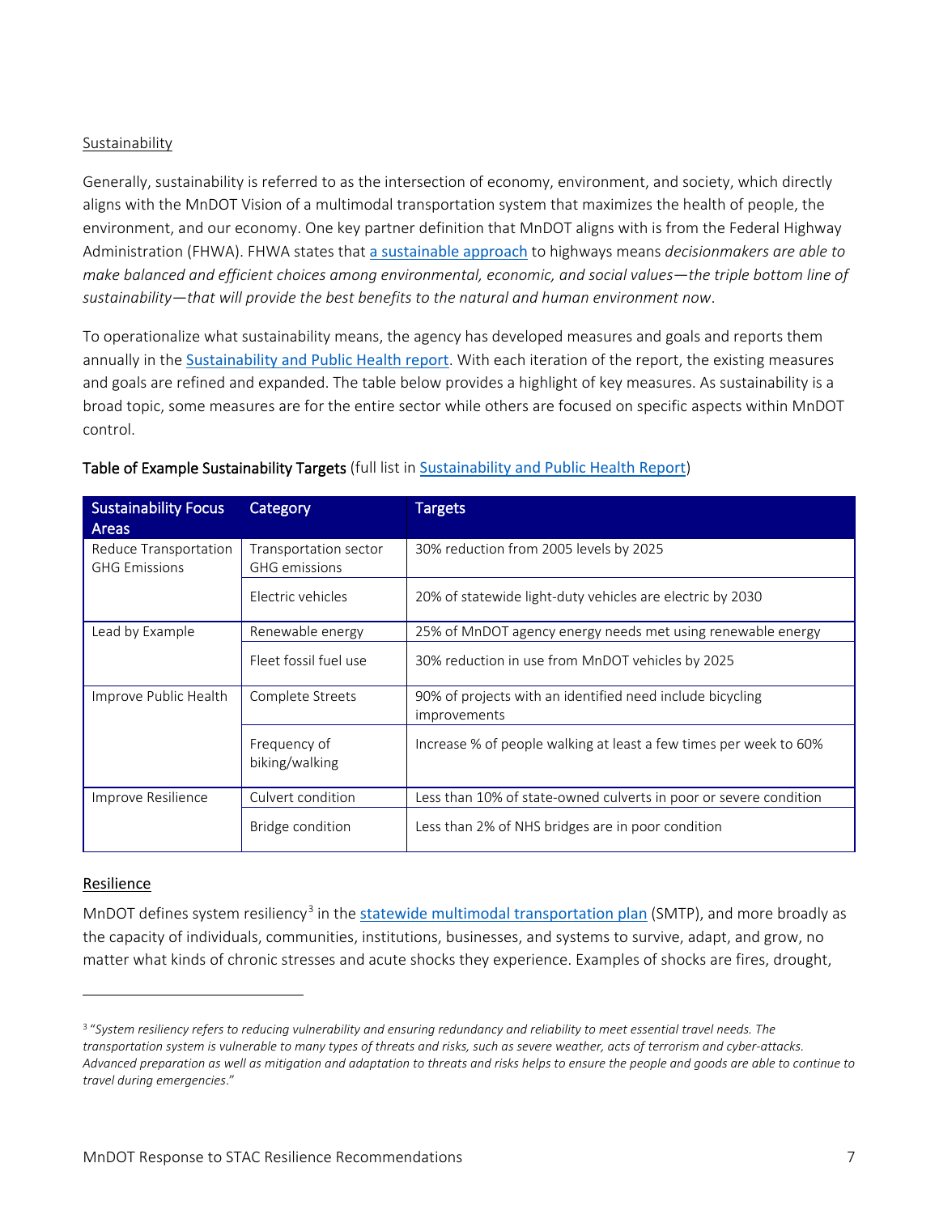Sustainability

Generally, sustainability is referred to as the intersection of economy, environment, and society, which directly aligns with the MnDOT Vision of a multimodal transportation system that maximizes the health of people, the environment, and our economy. One key partner definition that MnDOT aligns with is from the Federal Highway Administration (FHWA). FHWA states that a sustainable approach to highways means *decisionmakers are able to make balanced and efficient choices among environmental, economic, and social values—the triple bottom line of sustainability—that will provide the best benefits to the natural and human environment now*.

To operationalize what sustainability means, the agency has developed measures and goals and reports them annually in the Sustainability and Public Health report. With each iteration of the report, the existing measures and goals are refined and expanded. The table below provides a highlight of key measures. As sustainability is a broad topic, some measures are for the entire sector while others are focused on specific aspects within MnDOT control.

**Table of Example Sustainability Targets** (full list in Sustainability and Public Health Report)

| Sustainability Focus Areas | Category | Targets |
|---|---|---|
| Reduce Transportation GHG Emissions | Transportation sector GHG emissions | 30% reduction from 2005 levels by 2025 |
| | Electric vehicles | 20% of statewide light-duty vehicles are electric by 2030 |
| Lead by Example | Renewable energy | 25% of MnDOT agency energy needs met using renewable energy |
| | Fleet fossil fuel use | 30% reduction in use from MnDOT vehicles by 2025 |
| Improve Public Health | Complete Streets | 90% of projects with an identified need include bicycling improvements |
| | Frequency of biking/walking | Increase % of people walking at least a few times per week to 60% |
| Improve Resilience | Culvert condition | Less than 10% of state-owned culverts in poor or severe condition |
| | Bridge condition | Less than 2% of NHS bridges are in poor condition |

Resilience

MnDOT defines system resiliency[3] in the statewide multimodal transportation plan (SMTP), and more broadly as the capacity of individuals, communities, institutions, businesses, and systems to survive, adapt, and grow, no matter what kinds of chronic stresses and acute shocks they experience. Examples of shocks are fires, drought,

---

[3] "*System resiliency refers to reducing vulnerability and ensuring redundancy and reliability to meet essential travel needs. The transportation system is vulnerable to many types of threats and risks, such as severe weather, acts of terrorism and cyber-attacks. Advanced preparation as well as mitigation and adaptation to threats and risks helps to ensure the people and goods are able to continue to travel during emergencies*."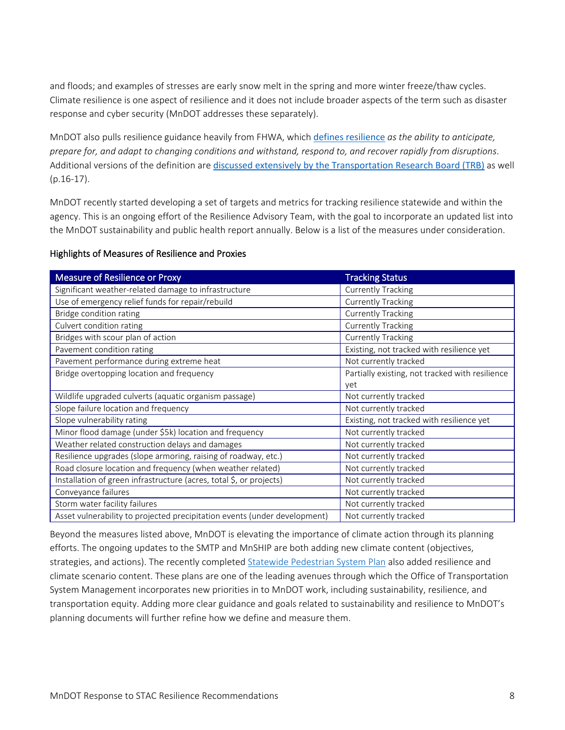and floods; and examples of stresses are early snow melt in the spring and more winter freeze/thaw cycles. Climate resilience is one aspect of resilience and it does not include broader aspects of the term such as disaster response and cyber security (MnDOT addresses these separately).

MnDOT also pulls resilience guidance heavily from FHWA, which defines resilience *as the ability to anticipate, prepare for, and adapt to changing conditions and withstand, respond to, and recover rapidly from disruptions*. Additional versions of the definition are discussed extensively by the Transportation Research Board (TRB) as well (p.16-17).

MnDOT recently started developing a set of targets and metrics for tracking resilience statewide and within the agency. This is an ongoing effort of the Resilience Advisory Team, with the goal to incorporate an updated list into the MnDOT sustainability and public health report annually. Below is a list of the measures under consideration.

### Highlights of Measures of Resilience and Proxies

| Measure of Resilience or Proxy | Tracking Status |
| --- | --- |
| Significant weather-related damage to infrastructure | Currently Tracking |
| Use of emergency relief funds for repair/rebuild | Currently Tracking |
| Bridge condition rating | Currently Tracking |
| Culvert condition rating | Currently Tracking |
| Bridges with scour plan of action | Currently Tracking |
| Pavement condition rating | Existing, not tracked with resilience yet |
| Pavement performance during extreme heat | Not currently tracked |
| Bridge overtopping location and frequency | Partially existing, not tracked with resilience yet |
| Wildlife upgraded culverts (aquatic organism passage) | Not currently tracked |
| Slope failure location and frequency | Not currently tracked |
| Slope vulnerability rating | Existing, not tracked with resilience yet |
| Minor flood damage (under $5k) location and frequency | Not currently tracked |
| Weather related construction delays and damages | Not currently tracked |
| Resilience upgrades (slope armoring, raising of roadway, etc.) | Not currently tracked |
| Road closure location and frequency (when weather related) | Not currently tracked |
| Installation of green infrastructure (acres, total $, or projects) | Not currently tracked |
| Conveyance failures | Not currently tracked |
| Storm water facility failures | Not currently tracked |
| Asset vulnerability to projected precipitation events (under development) | Not currently tracked |

Beyond the measures listed above, MnDOT is elevating the importance of climate action through its planning efforts. The ongoing updates to the SMTP and MnSHIP are both adding new climate content (objectives, strategies, and actions). The recently completed Statewide Pedestrian System Plan also added resilience and climate scenario content. These plans are one of the leading avenues through which the Office of Transportation System Management incorporates new priorities in to MnDOT work, including sustainability, resilience, and transportation equity. Adding more clear guidance and goals related to sustainability and resilience to MnDOT's planning documents will further refine how we define and measure them.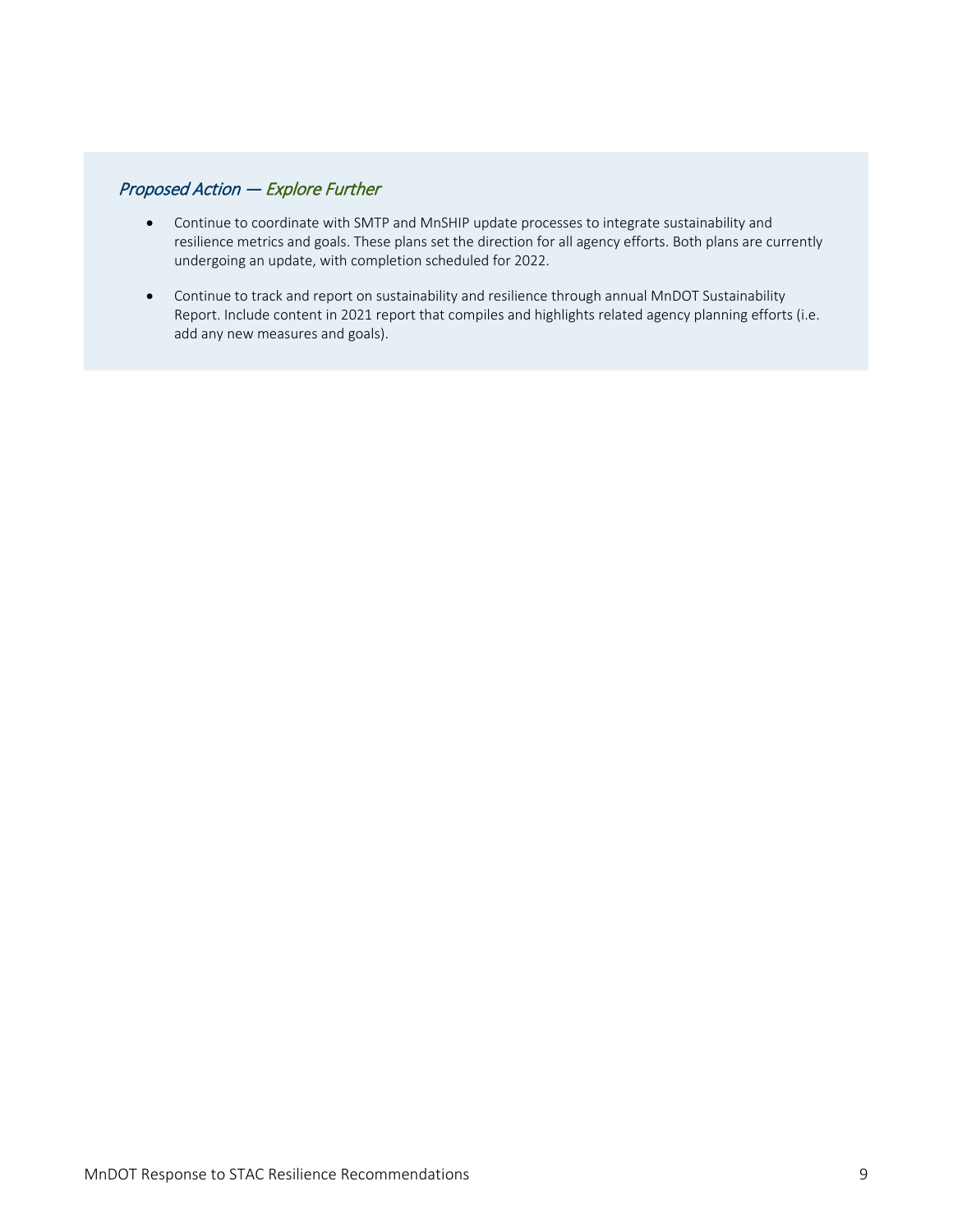*Proposed Action — Explore Further*

- Continue to coordinate with SMTP and MnSHIP update processes to integrate sustainability and resilience metrics and goals. These plans set the direction for all agency efforts. Both plans are currently undergoing an update, with completion scheduled for 2022.
- Continue to track and report on sustainability and resilience through annual MnDOT Sustainability Report. Include content in 2021 report that compiles and highlights related agency planning efforts (i.e. add any new measures and goals).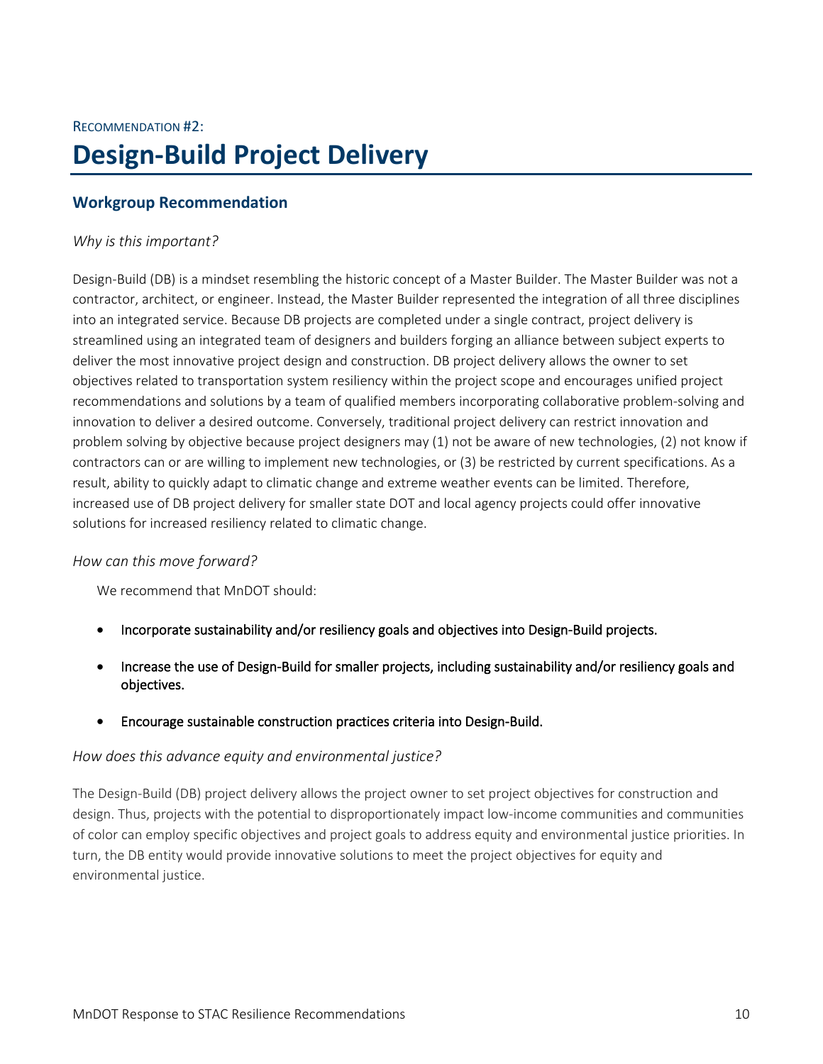Recommendation #2:

# Design-Build Project Delivery

## Workgroup Recommendation

*Why is this important?*

Design-Build (DB) is a mindset resembling the historic concept of a Master Builder. The Master Builder was not a contractor, architect, or engineer. Instead, the Master Builder represented the integration of all three disciplines into an integrated service. Because DB projects are completed under a single contract, project delivery is streamlined using an integrated team of designers and builders forging an alliance between subject experts to deliver the most innovative project design and construction. DB project delivery allows the owner to set objectives related to transportation system resiliency within the project scope and encourages unified project recommendations and solutions by a team of qualified members incorporating collaborative problem-solving and innovation to deliver a desired outcome. Conversely, traditional project delivery can restrict innovation and problem solving by objective because project designers may (1) not be aware of new technologies, (2) not know if contractors can or are willing to implement new technologies, or (3) be restricted by current specifications. As a result, ability to quickly adapt to climatic change and extreme weather events can be limited. Therefore, increased use of DB project delivery for smaller state DOT and local agency projects could offer innovative solutions for increased resiliency related to climatic change.

*How can this move forward?*

We recommend that MnDOT should:

- Incorporate sustainability and/or resiliency goals and objectives into Design-Build projects.
- Increase the use of Design-Build for smaller projects, including sustainability and/or resiliency goals and objectives.
- Encourage sustainable construction practices criteria into Design-Build.

*How does this advance equity and environmental justice?*

The Design-Build (DB) project delivery allows the project owner to set project objectives for construction and design. Thus, projects with the potential to disproportionately impact low-income communities and communities of color can employ specific objectives and project goals to address equity and environmental justice priorities. In turn, the DB entity would provide innovative solutions to meet the project objectives for equity and environmental justice.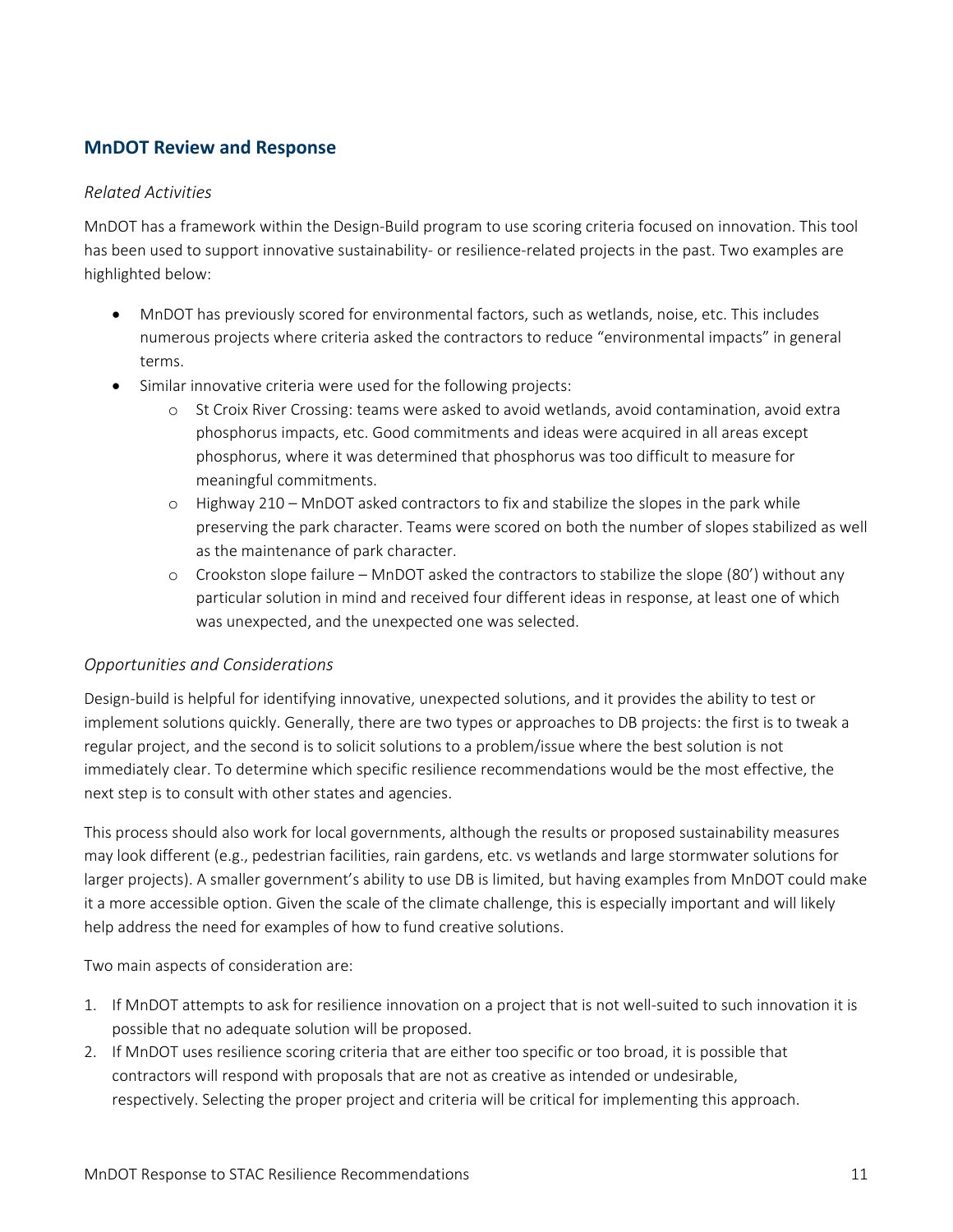## MnDOT Review and Response

### *Related Activities*

MnDOT has a framework within the Design-Build program to use scoring criteria focused on innovation. This tool has been used to support innovative sustainability- or resilience-related projects in the past. Two examples are highlighted below:

- MnDOT has previously scored for environmental factors, such as wetlands, noise, etc. This includes numerous projects where criteria asked the contractors to reduce "environmental impacts" in general terms.
- Similar innovative criteria were used for the following projects:
  - St Croix River Crossing: teams were asked to avoid wetlands, avoid contamination, avoid extra phosphorus impacts, etc. Good commitments and ideas were acquired in all areas except phosphorus, where it was determined that phosphorus was too difficult to measure for meaningful commitments.
  - Highway 210 – MnDOT asked contractors to fix and stabilize the slopes in the park while preserving the park character. Teams were scored on both the number of slopes stabilized as well as the maintenance of park character.
  - Crookston slope failure – MnDOT asked the contractors to stabilize the slope (80') without any particular solution in mind and received four different ideas in response, at least one of which was unexpected, and the unexpected one was selected.

### *Opportunities and Considerations*

Design-build is helpful for identifying innovative, unexpected solutions, and it provides the ability to test or implement solutions quickly. Generally, there are two types or approaches to DB projects: the first is to tweak a regular project, and the second is to solicit solutions to a problem/issue where the best solution is not immediately clear. To determine which specific resilience recommendations would be the most effective, the next step is to consult with other states and agencies.

This process should also work for local governments, although the results or proposed sustainability measures may look different (e.g., pedestrian facilities, rain gardens, etc. vs wetlands and large stormwater solutions for larger projects). A smaller government's ability to use DB is limited, but having examples from MnDOT could make it a more accessible option. Given the scale of the climate challenge, this is especially important and will likely help address the need for examples of how to fund creative solutions.

Two main aspects of consideration are:

1. If MnDOT attempts to ask for resilience innovation on a project that is not well-suited to such innovation it is possible that no adequate solution will be proposed.
2. If MnDOT uses resilience scoring criteria that are either too specific or too broad, it is possible that contractors will respond with proposals that are not as creative as intended or undesirable, respectively. Selecting the proper project and criteria will be critical for implementing this approach.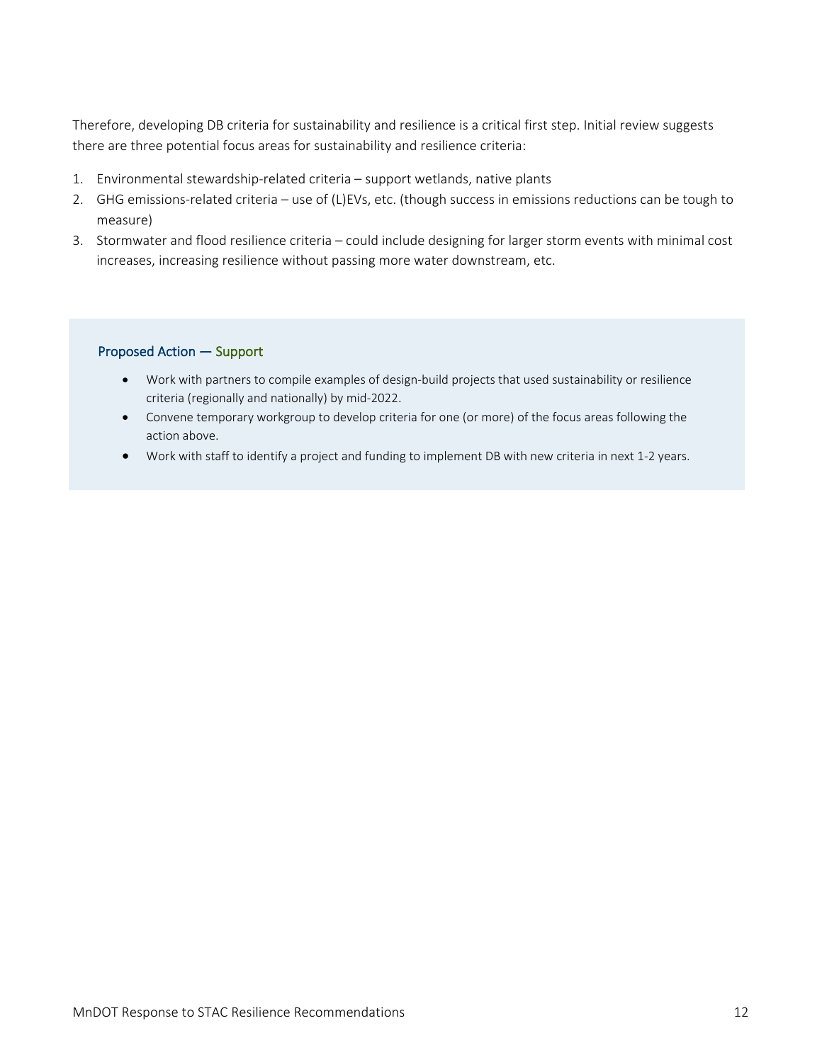Therefore, developing DB criteria for sustainability and resilience is a critical first step. Initial review suggests there are three potential focus areas for sustainability and resilience criteria:

1. Environmental stewardship-related criteria – support wetlands, native plants
2. GHG emissions-related criteria – use of (L)EVs, etc. (though success in emissions reductions can be tough to measure)
3. Stormwater and flood resilience criteria – could include designing for larger storm events with minimal cost increases, increasing resilience without passing more water downstream, etc.

**Proposed Action — Support**

- Work with partners to compile examples of design-build projects that used sustainability or resilience criteria (regionally and nationally) by mid-2022.
- Convene temporary workgroup to develop criteria for one (or more) of the focus areas following the action above.
- Work with staff to identify a project and funding to implement DB with new criteria in next 1-2 years.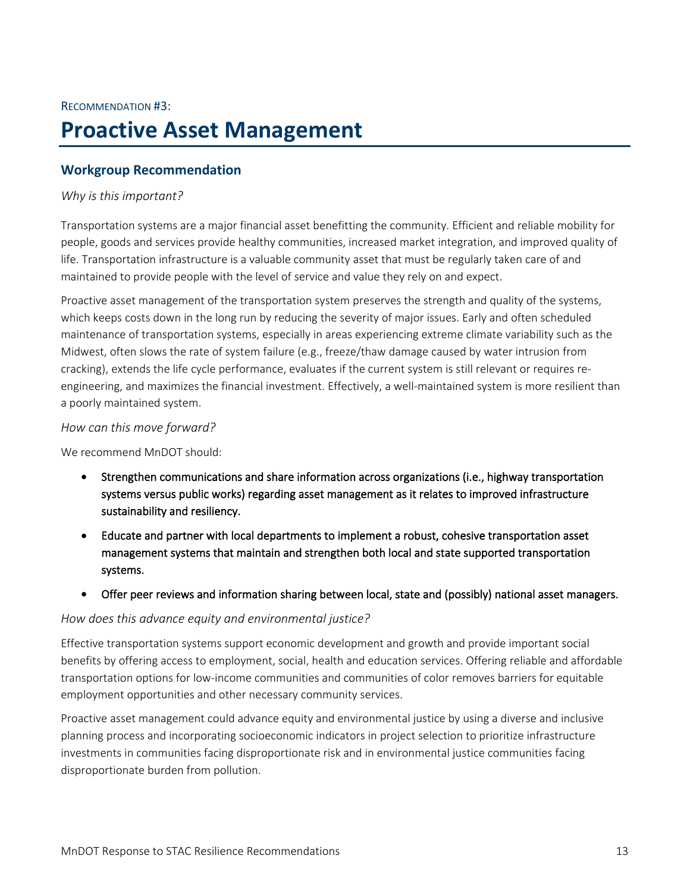RECOMMENDATION #3:

# Proactive Asset Management

## Workgroup Recommendation

*Why is this important?*

Transportation systems are a major financial asset benefitting the community. Efficient and reliable mobility for people, goods and services provide healthy communities, increased market integration, and improved quality of life. Transportation infrastructure is a valuable community asset that must be regularly taken care of and maintained to provide people with the level of service and value they rely on and expect.

Proactive asset management of the transportation system preserves the strength and quality of the systems, which keeps costs down in the long run by reducing the severity of major issues. Early and often scheduled maintenance of transportation systems, especially in areas experiencing extreme climate variability such as the Midwest, often slows the rate of system failure (e.g., freeze/thaw damage caused by water intrusion from cracking), extends the life cycle performance, evaluates if the current system is still relevant or requires re-engineering, and maximizes the financial investment. Effectively, a well-maintained system is more resilient than a poorly maintained system.

*How can this move forward?*

We recommend MnDOT should:

- Strengthen communications and share information across organizations (i.e., highway transportation systems versus public works) regarding asset management as it relates to improved infrastructure sustainability and resiliency.
- Educate and partner with local departments to implement a robust, cohesive transportation asset management systems that maintain and strengthen both local and state supported transportation systems.
- Offer peer reviews and information sharing between local, state and (possibly) national asset managers.

*How does this advance equity and environmental justice?*

Effective transportation systems support economic development and growth and provide important social benefits by offering access to employment, social, health and education services. Offering reliable and affordable transportation options for low-income communities and communities of color removes barriers for equitable employment opportunities and other necessary community services.

Proactive asset management could advance equity and environmental justice by using a diverse and inclusive planning process and incorporating socioeconomic indicators in project selection to prioritize infrastructure investments in communities facing disproportionate risk and in environmental justice communities facing disproportionate burden from pollution.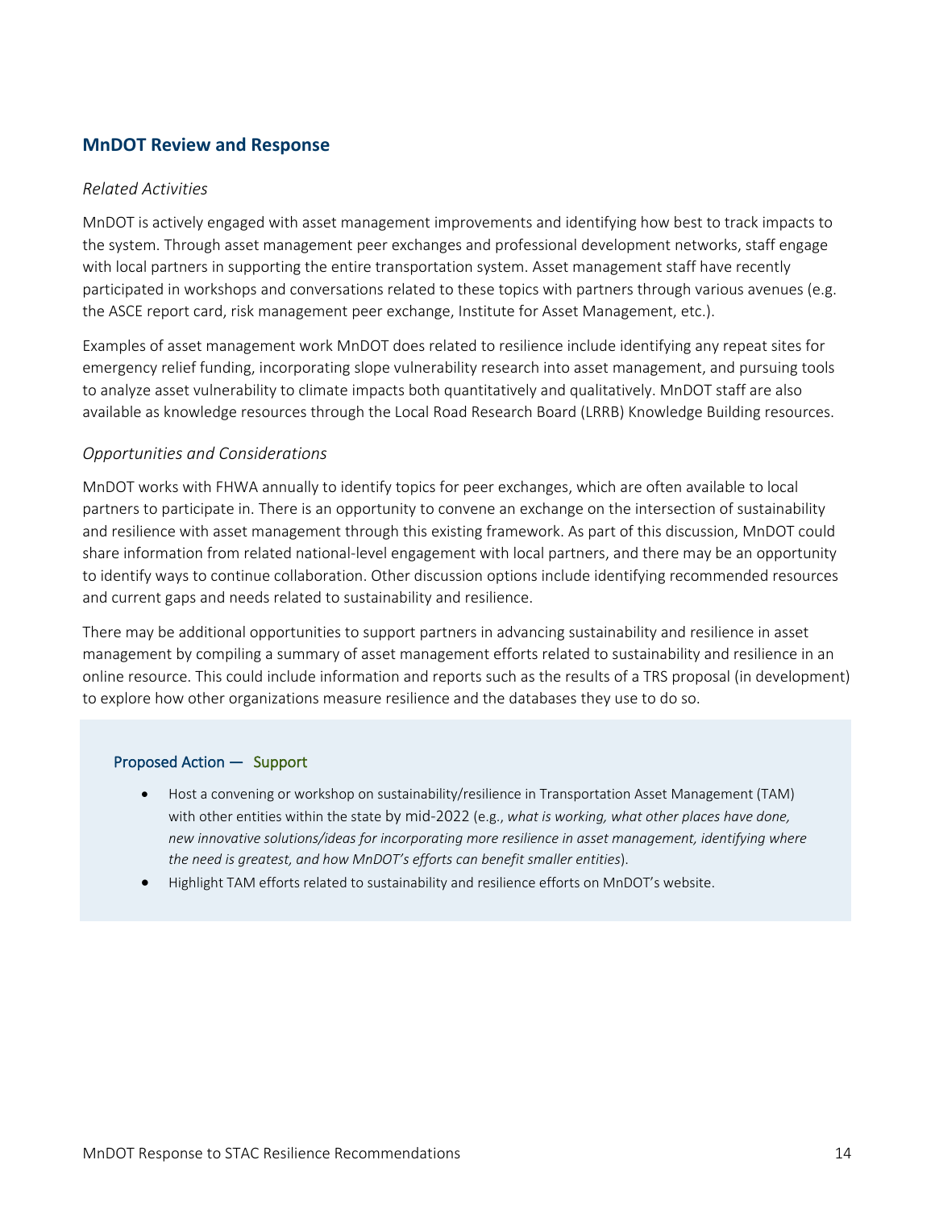## MnDOT Review and Response

*Related Activities*

MnDOT is actively engaged with asset management improvements and identifying how best to track impacts to the system. Through asset management peer exchanges and professional development networks, staff engage with local partners in supporting the entire transportation system. Asset management staff have recently participated in workshops and conversations related to these topics with partners through various avenues (e.g. the ASCE report card, risk management peer exchange, Institute for Asset Management, etc.).

Examples of asset management work MnDOT does related to resilience include identifying any repeat sites for emergency relief funding, incorporating slope vulnerability research into asset management, and pursuing tools to analyze asset vulnerability to climate impacts both quantitatively and qualitatively. MnDOT staff are also available as knowledge resources through the Local Road Research Board (LRRB) Knowledge Building resources.

*Opportunities and Considerations*

MnDOT works with FHWA annually to identify topics for peer exchanges, which are often available to local partners to participate in. There is an opportunity to convene an exchange on the intersection of sustainability and resilience with asset management through this existing framework. As part of this discussion, MnDOT could share information from related national-level engagement with local partners, and there may be an opportunity to identify ways to continue collaboration. Other discussion options include identifying recommended resources and current gaps and needs related to sustainability and resilience.

There may be additional opportunities to support partners in advancing sustainability and resilience in asset management by compiling a summary of asset management efforts related to sustainability and resilience in an online resource. This could include information and reports such as the results of a TRS proposal (in development) to explore how other organizations measure resilience and the databases they use to do so.

**Proposed Action — Support**

- Host a convening or workshop on sustainability/resilience in Transportation Asset Management (TAM) with other entities within the state by mid-2022 (e.g., *what is working, what other places have done, new innovative solutions/ideas for incorporating more resilience in asset management, identifying where the need is greatest, and how MnDOT's efforts can benefit smaller entities*).
- Highlight TAM efforts related to sustainability and resilience efforts on MnDOT's website.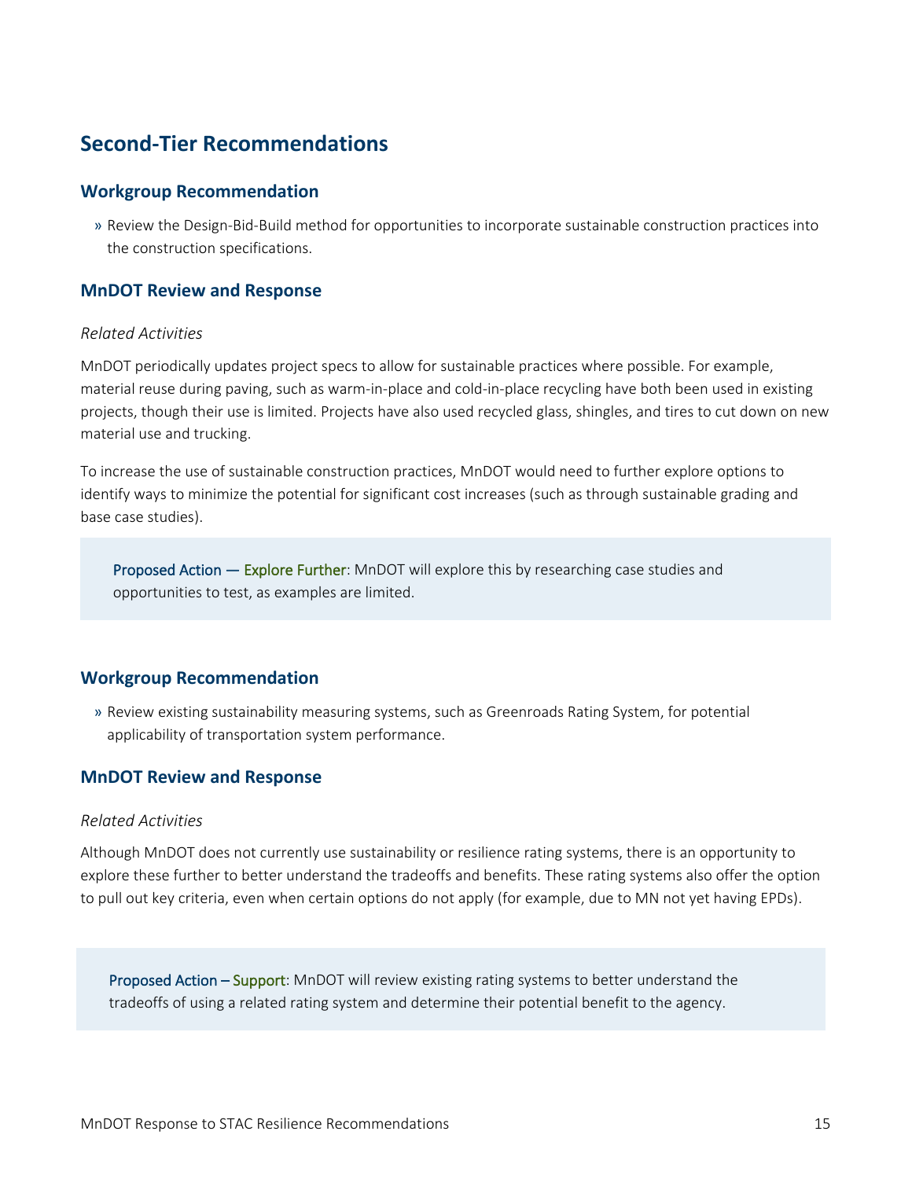## Second-Tier Recommendations

### Workgroup Recommendation

- Review the Design-Bid-Build method for opportunities to incorporate sustainable construction practices into the construction specifications.

### MnDOT Review and Response

*Related Activities*

MnDOT periodically updates project specs to allow for sustainable practices where possible. For example, material reuse during paving, such as warm-in-place and cold-in-place recycling have both been used in existing projects, though their use is limited. Projects have also used recycled glass, shingles, and tires to cut down on new material use and trucking.

To increase the use of sustainable construction practices, MnDOT would need to further explore options to identify ways to minimize the potential for significant cost increases (such as through sustainable grading and base case studies).

> Proposed Action — Explore Further: MnDOT will explore this by researching case studies and opportunities to test, as examples are limited.

### Workgroup Recommendation

- Review existing sustainability measuring systems, such as Greenroads Rating System, for potential applicability of transportation system performance.

### MnDOT Review and Response

*Related Activities*

Although MnDOT does not currently use sustainability or resilience rating systems, there is an opportunity to explore these further to better understand the tradeoffs and benefits. These rating systems also offer the option to pull out key criteria, even when certain options do not apply (for example, due to MN not yet having EPDs).

> Proposed Action – Support: MnDOT will review existing rating systems to better understand the tradeoffs of using a related rating system and determine their potential benefit to the agency.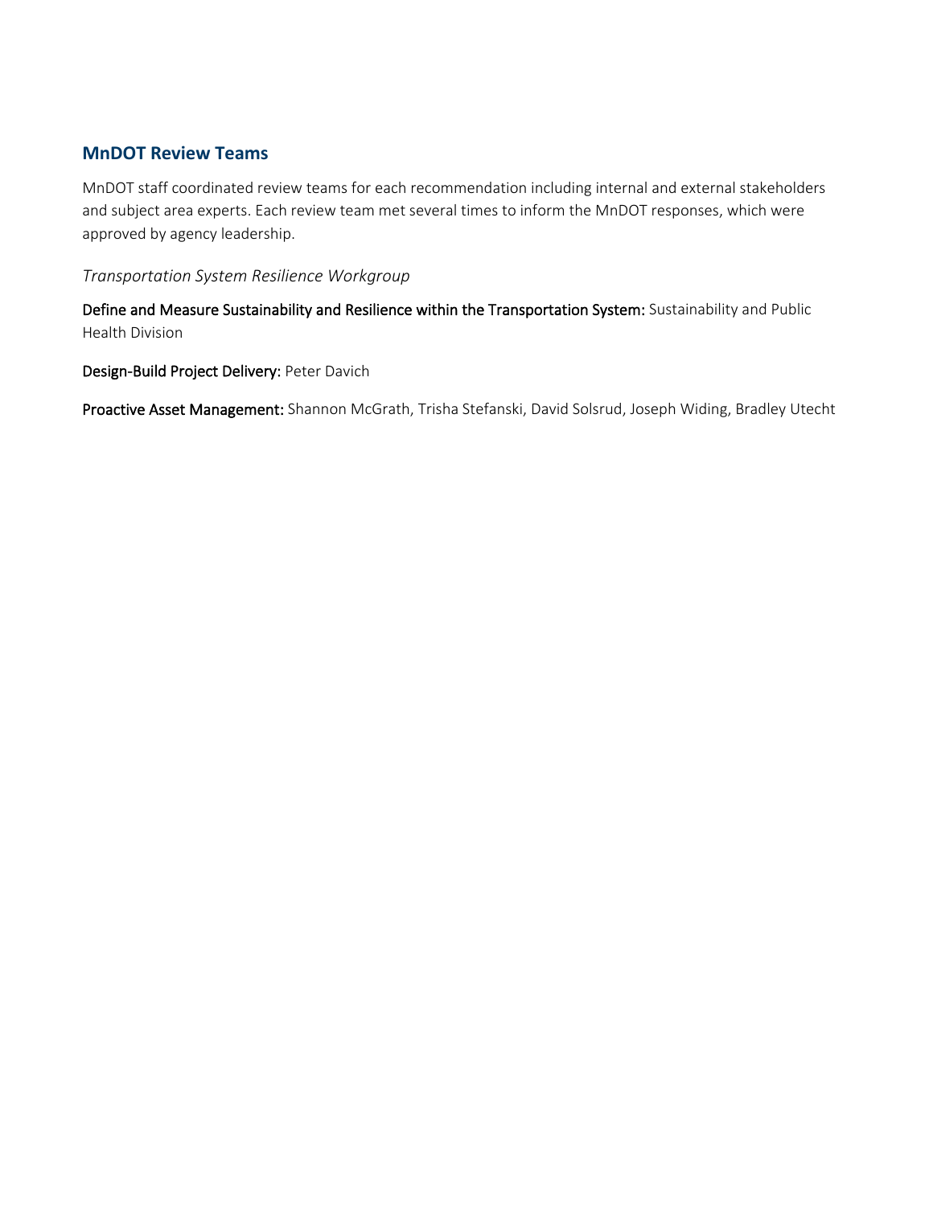## MnDOT Review Teams

MnDOT staff coordinated review teams for each recommendation including internal and external stakeholders and subject area experts. Each review team met several times to inform the MnDOT responses, which were approved by agency leadership.

*Transportation System Resilience Workgroup*

**Define and Measure Sustainability and Resilience within the Transportation System:** Sustainability and Public Health Division

**Design-Build Project Delivery:** Peter Davich

**Proactive Asset Management:** Shannon McGrath, Trisha Stefanski, David Solsrud, Joseph Widing, Bradley Utecht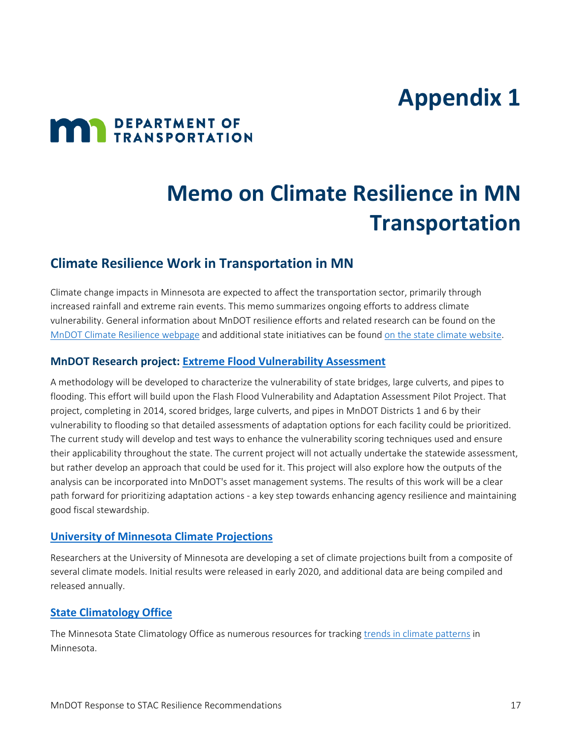# Appendix 1

DEPARTMENT OF TRANSPORTATION

# Memo on Climate Resilience in MN Transportation

## Climate Resilience Work in Transportation in MN

Climate change impacts in Minnesota are expected to affect the transportation sector, primarily through increased rainfall and extreme rain events. This memo summarizes ongoing efforts to address climate vulnerability. General information about MnDOT resilience efforts and related research can be found on the MnDOT Climate Resilience webpage and additional state initiatives can be found on the state climate website.

### MnDOT Research project: Extreme Flood Vulnerability Assessment

A methodology will be developed to characterize the vulnerability of state bridges, large culverts, and pipes to flooding. This effort will build upon the Flash Flood Vulnerability and Adaptation Assessment Pilot Project. That project, completing in 2014, scored bridges, large culverts, and pipes in MnDOT Districts 1 and 6 by their vulnerability to flooding so that detailed assessments of adaptation options for each facility could be prioritized. The current study will develop and test ways to enhance the vulnerability scoring techniques used and ensure their applicability throughout the state. The current project will not actually undertake the statewide assessment, but rather develop an approach that could be used for it. This project will also explore how the outputs of the analysis can be incorporated into MnDOT's asset management systems. The results of this work will be a clear path forward for prioritizing adaptation actions - a key step towards enhancing agency resilience and maintaining good fiscal stewardship.

### University of Minnesota Climate Projections

Researchers at the University of Minnesota are developing a set of climate projections built from a composite of several climate models. Initial results were released in early 2020, and additional data are being compiled and released annually.

### State Climatology Office

The Minnesota State Climatology Office as numerous resources for tracking trends in climate patterns in Minnesota.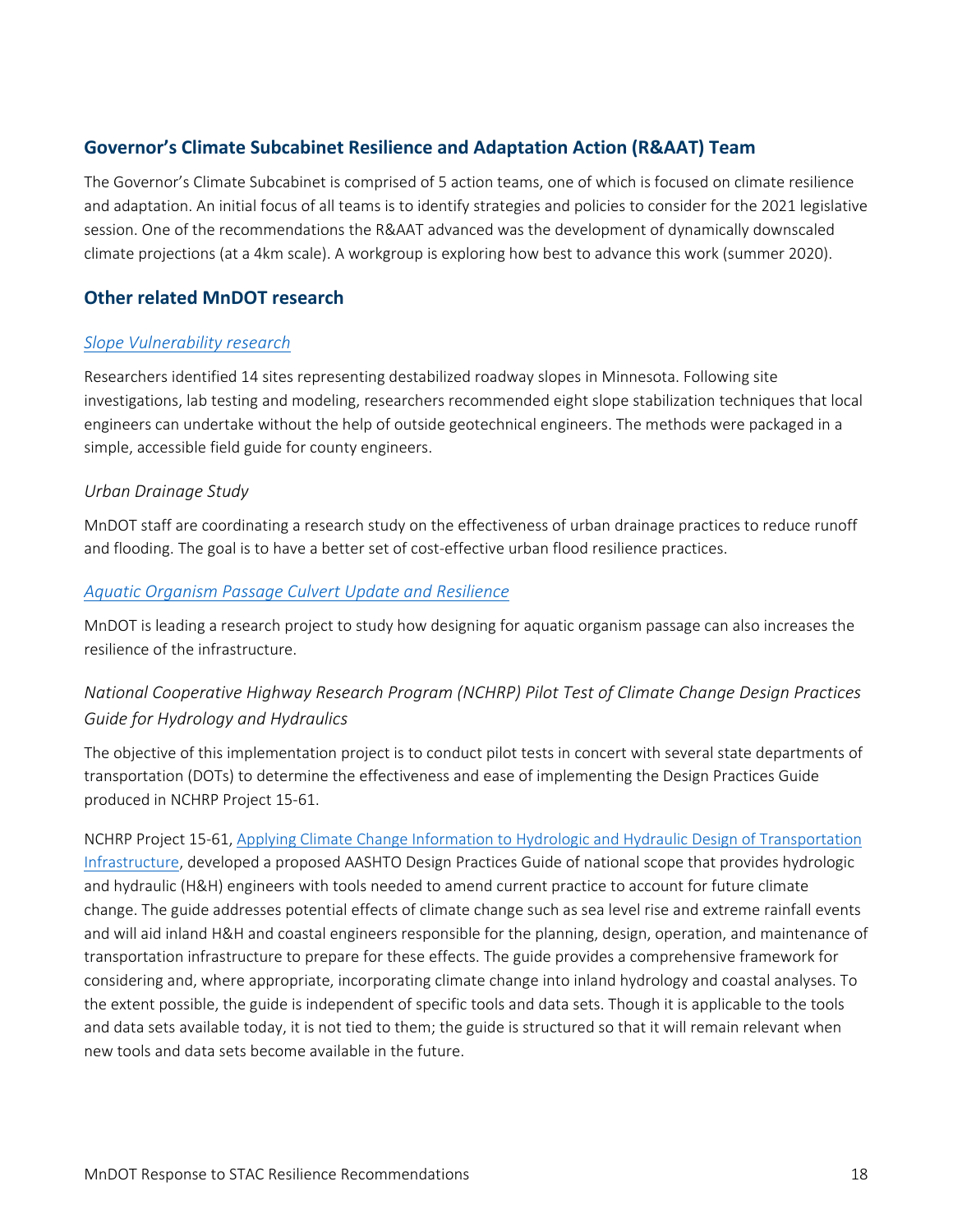## Governor's Climate Subcabinet Resilience and Adaptation Action (R&AAT) Team

The Governor's Climate Subcabinet is comprised of 5 action teams, one of which is focused on climate resilience and adaptation. An initial focus of all teams is to identify strategies and policies to consider for the 2021 legislative session. One of the recommendations the R&AAT advanced was the development of dynamically downscaled climate projections (at a 4km scale). A workgroup is exploring how best to advance this work (summer 2020).

## Other related MnDOT research

### *Slope Vulnerability research*

Researchers identified 14 sites representing destabilized roadway slopes in Minnesota. Following site investigations, lab testing and modeling, researchers recommended eight slope stabilization techniques that local engineers can undertake without the help of outside geotechnical engineers. The methods were packaged in a simple, accessible field guide for county engineers.

### *Urban Drainage Study*

MnDOT staff are coordinating a research study on the effectiveness of urban drainage practices to reduce runoff and flooding. The goal is to have a better set of cost-effective urban flood resilience practices.

### *Aquatic Organism Passage Culvert Update and Resilience*

MnDOT is leading a research project to study how designing for aquatic organism passage can also increases the resilience of the infrastructure.

### *National Cooperative Highway Research Program (NCHRP) Pilot Test of Climate Change Design Practices Guide for Hydrology and Hydraulics*

The objective of this implementation project is to conduct pilot tests in concert with several state departments of transportation (DOTs) to determine the effectiveness and ease of implementing the Design Practices Guide produced in NCHRP Project 15-61.

NCHRP Project 15-61, Applying Climate Change Information to Hydrologic and Hydraulic Design of Transportation Infrastructure, developed a proposed AASHTO Design Practices Guide of national scope that provides hydrologic and hydraulic (H&H) engineers with tools needed to amend current practice to account for future climate change. The guide addresses potential effects of climate change such as sea level rise and extreme rainfall events and will aid inland H&H and coastal engineers responsible for the planning, design, operation, and maintenance of transportation infrastructure to prepare for these effects. The guide provides a comprehensive framework for considering and, where appropriate, incorporating climate change into inland hydrology and coastal analyses. To the extent possible, the guide is independent of specific tools and data sets. Though it is applicable to the tools and data sets available today, it is not tied to them; the guide is structured so that it will remain relevant when new tools and data sets become available in the future.